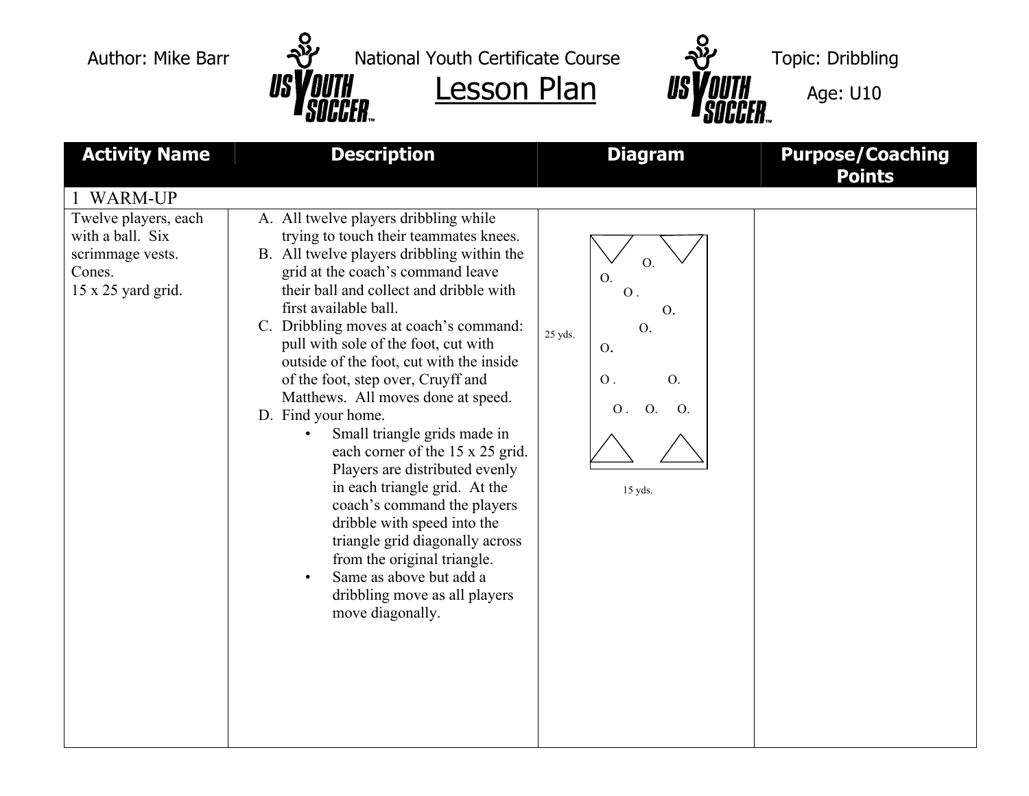Author: Mike Barr | National Youth Certificate Course | Topic: Dribbling

# Lesson Plan

Age: U10

| Activity Name | Description | Diagram | Purpose/Coaching Points |
|---|---|---|---|
| 1 WARM-UP | | | |
| Twelve players, each with a ball. Six scrimmage vests. Cones. 15 x 25 yard grid. | A. All twelve players dribbling while trying to touch their teammates knees.<br>B. All twelve players dribbling within the grid at the coach's command leave their ball and collect and dribble with first available ball.<br>C. Dribbling moves at coach's command: pull with sole of the foot, cut with outside of the foot, cut with the inside of the foot, step over, Cruyff and Matthews. All moves done at speed.<br>D. Find your home.<br>• Small triangle grids made in each corner of the 15 x 25 grid. Players are distributed evenly in each triangle grid. At the coach's command the players dribble with speed into the triangle grid diagonally across from the original triangle.<br>• Same as above but add a dribbling move as all players move diagonally. | 25 yds.<br>15 yds. | |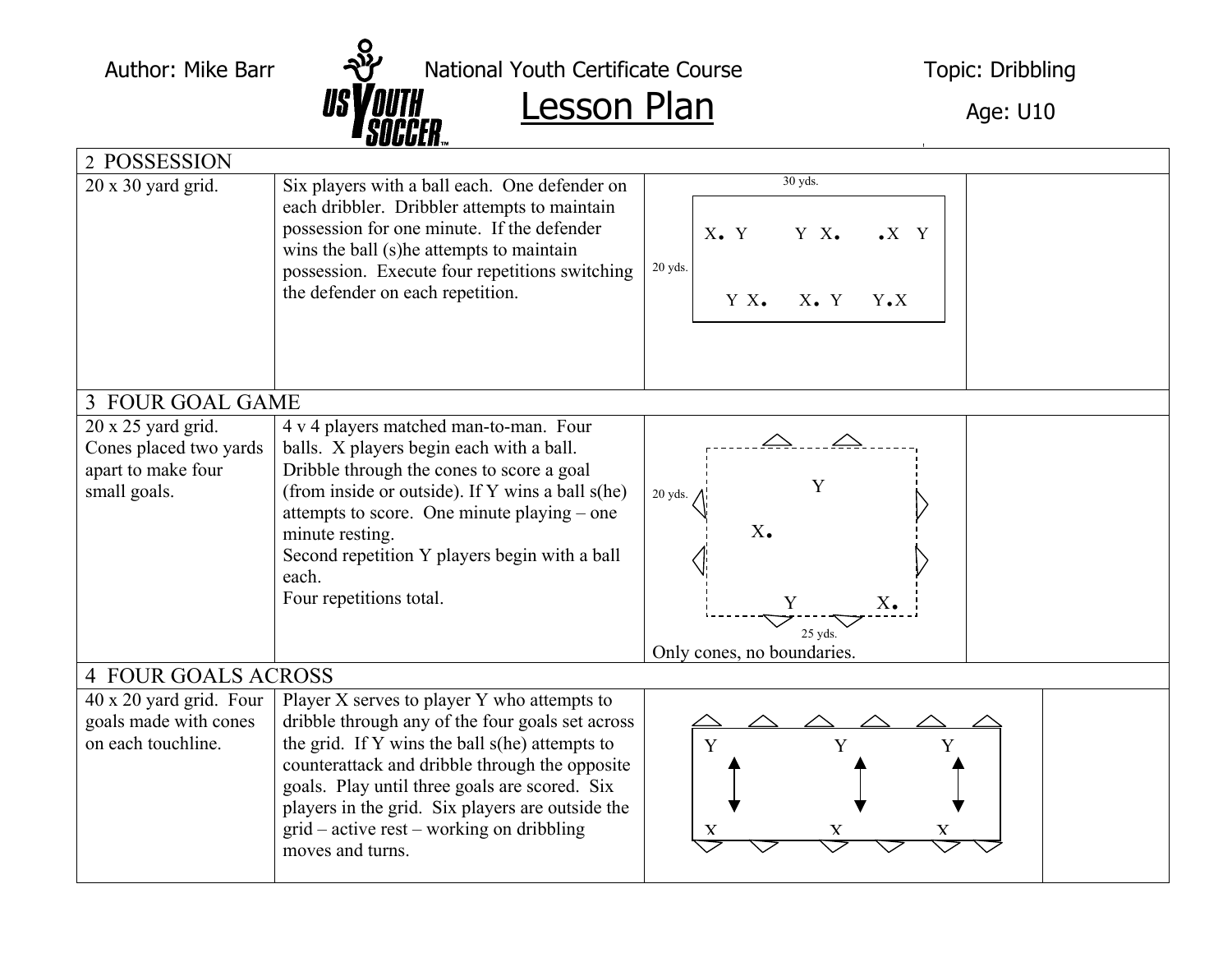Author: Mike Barr | National Youth Certificate Course | Topic: Dibbling

# Lesson Plan

Age: U10

| 2 POSSESSION | | | |
|---|---|---|---|
| 20 x 30 yard grid. | Six players with a ball each. One defender on each dribbler. Dribbler attempts to maintain possession for one minute. If the defender wins the ball (s)he attempts to maintain possession. Execute four repetitions switching the defender on each repetition. | 30 yds.<br>20 yds.<br>X. Y Y X. .X Y<br>Y X. X. Y Y.X | |
| **3 FOUR GOAL GAME** | | | |
| 20 x 25 yard grid. Cones placed two yards apart to make four small goals. | 4 v 4 players matched man-to-man. Four balls. X players begin each with a ball. Dribble through the cones to score a goal (from inside or outside). If Y wins a ball s(he) attempts to score. One minute playing – one minute resting.<br>Second repetition Y players begin with a ball each.<br>Four repetitions total. | 20 yds.<br>Y<br>X.<br>Y X.<br>25 yds.<br>Only cones, no boundaries. | |
| **4 FOUR GOALS ACROSS** | | | |
| 40 x 20 yard grid. Four goals made with cones on each touchline. | Player X serves to player Y who attempts to dribble through any of the four goals set across the grid. If Y wins the ball s(he) attempts to counterattack and dribble through the opposite goals. Play until three goals are scored. Six players in the grid. Six players are outside the grid – active rest – working on dribbling moves and turns. | Y Y Y<br>x x x | |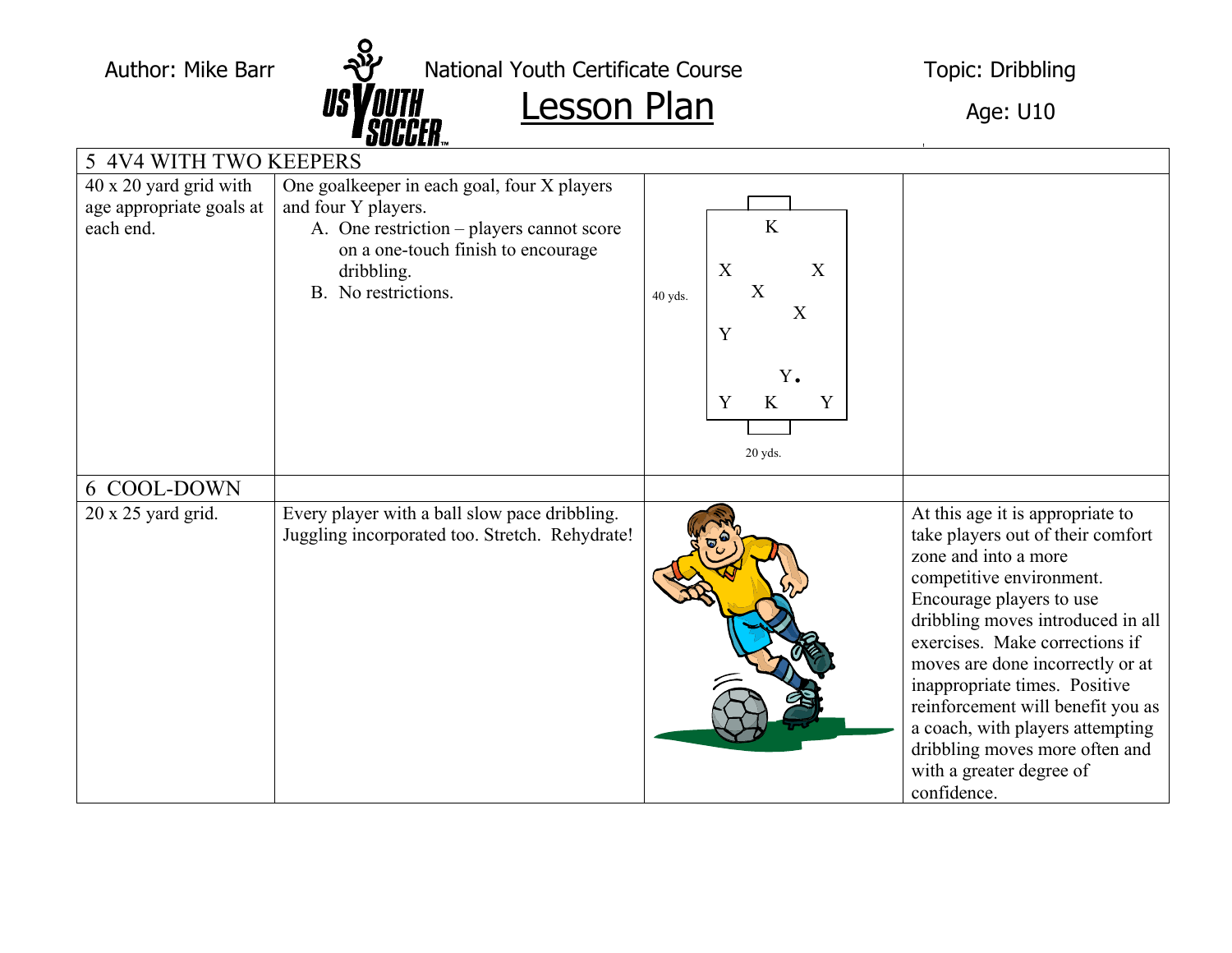Author: Mike Barr

National Youth Certificate Course

# Lesson Plan

Topic: Dribbling

Age: U10

| | | | |
|---|---|---|---|
| 5 4V4 WITH TWO KEEPERS | | | |
| 40 x 20 yard grid with age appropriate goals at each end. | One goalkeeper in each goal, four X players and four Y players.<br>A. One restriction – players cannot score on a one-touch finish to encourage dribbling.<br>B. No restrictions. | K<br>X X<br>X<br>X<br>Y<br>Y.<br>Y K Y<br>40 yds.<br>20 yds. | |
| 6 COOL-DOWN | | | |
| 20 x 25 yard grid. | Every player with a ball slow pace dribbling. Juggling incorporated too. Stretch. Rehydrate! | | At this age it is appropriate to take players out of their comfort zone and into a more competitive environment. Encourage players to use dribbling moves introduced in all exercises. Make corrections if moves are done incorrectly or at inappropriate times. Positive reinforcement will benefit you as a coach, with players attempting dribbling moves more often and with a greater degree of confidence. |